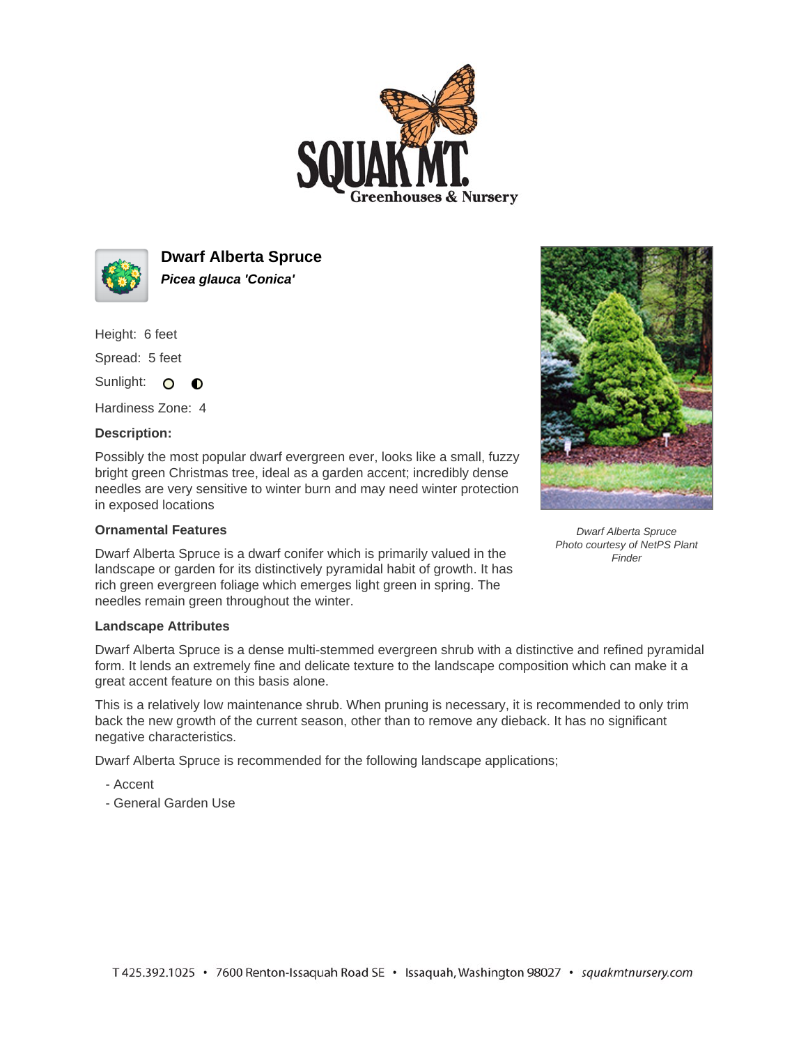# Dwarf Alberta Spruce

***Picea glauca 'Conica'***

Height: 6 feet

Spread: 5 feet

Sunlight:

Hardiness Zone: 4

**Description:**

Possibly the most popular dwarf evergreen ever, looks like a small, fuzzy bright green Christmas tree, ideal as a garden accent; incredibly dense needles are very sensitive to winter burn and may need winter protection in exposed locations

*Dwarf Alberta Spruce*
*Photo courtesy of NetPS Plant Finder*

**Ornamental Features**

Dwarf Alberta Spruce is a dwarf conifer which is primarily valued in the landscape or garden for its distinctively pyramidal habit of growth. It has rich green evergreen foliage which emerges light green in spring. The needles remain green throughout the winter.

**Landscape Attributes**

Dwarf Alberta Spruce is a dense multi-stemmed evergreen shrub with a distinctive and refined pyramidal form. It lends an extremely fine and delicate texture to the landscape composition which can make it a great accent feature on this basis alone.

This is a relatively low maintenance shrub. When pruning is necessary, it is recommended to only trim back the new growth of the current season, other than to remove any dieback. It has no significant negative characteristics.

Dwarf Alberta Spruce is recommended for the following landscape applications;

- Accent
- General Garden Use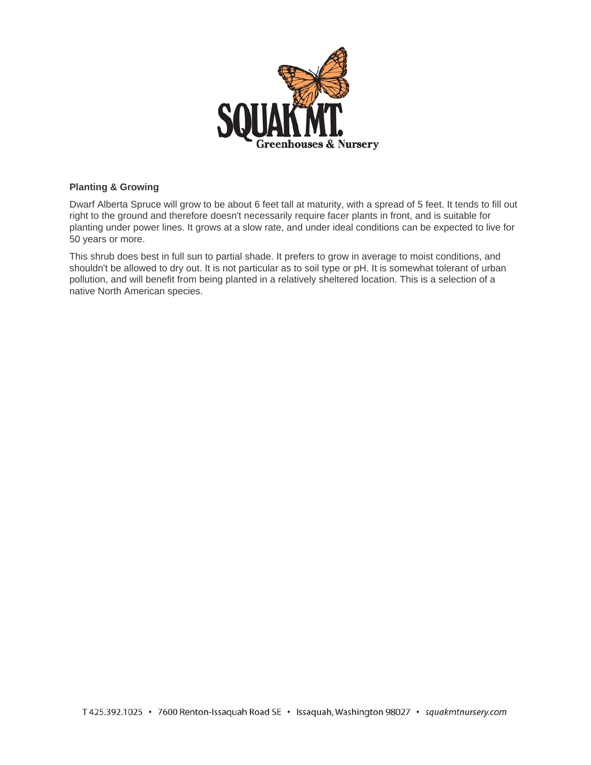### Planting & Growing

Dwarf Alberta Spruce will grow to be about 6 feet tall at maturity, with a spread of 5 feet. It tends to fill out right to the ground and therefore doesn't necessarily require facer plants in front, and is suitable for planting under power lines. It grows at a slow rate, and under ideal conditions can be expected to live for 50 years or more.

This shrub does best in full sun to partial shade. It prefers to grow in average to moist conditions, and shouldn't be allowed to dry out. It is not particular as to soil type or pH. It is somewhat tolerant of urban pollution, and will benefit from being planted in a relatively sheltered location. This is a selection of a native North American species.